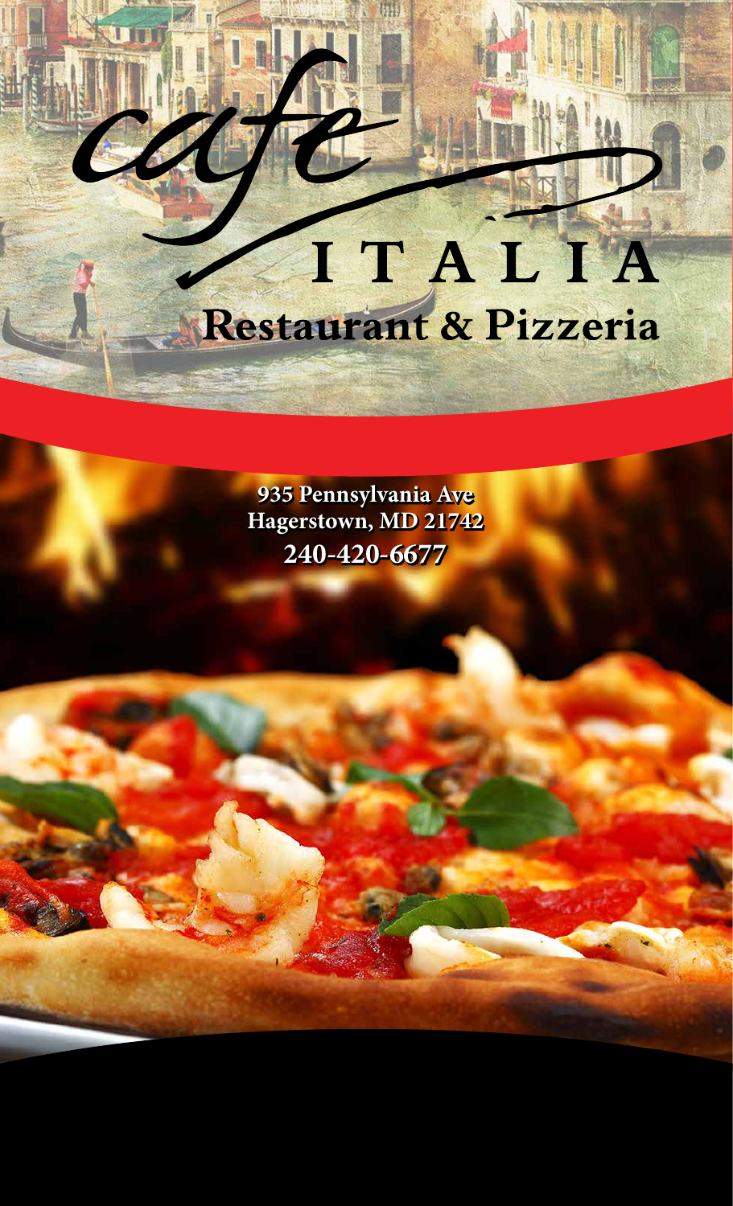# cafe ITALIA
## Restaurant & Pizzeria

**935 Pennsylvania Ave**
**Hagerstown, MD 21742**
**240-420-6677**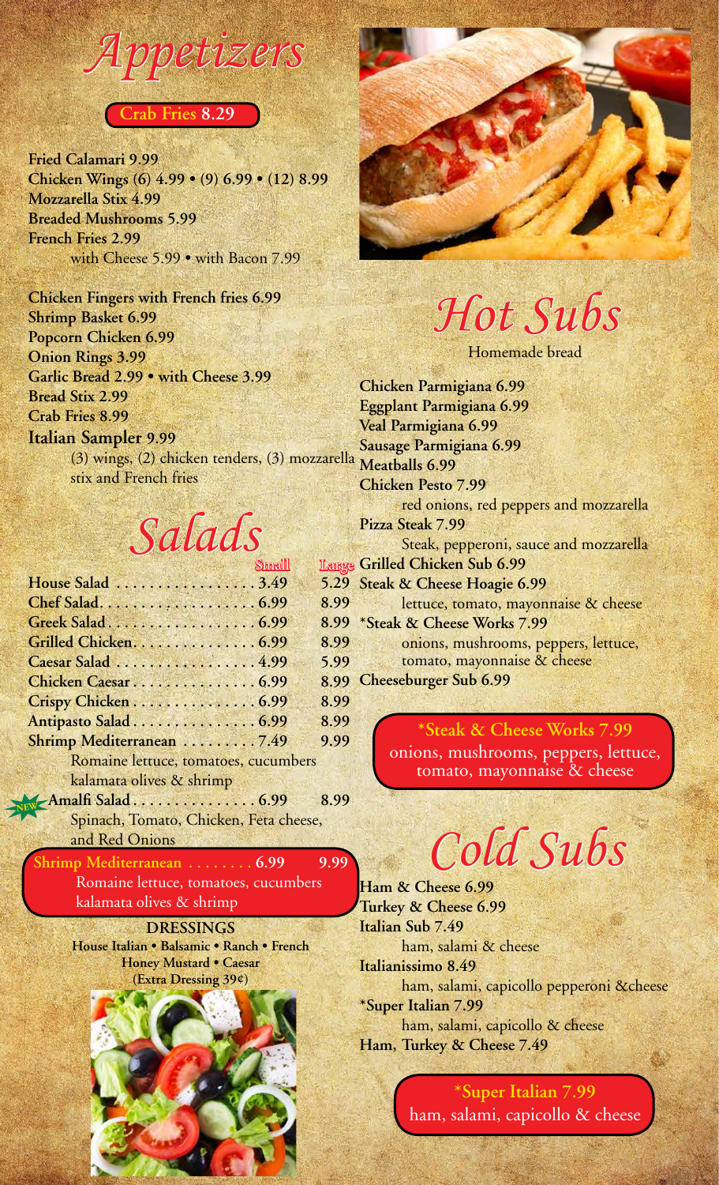# Appetizers

**Crab Fries 8.29**

**Fried Calamari 9.99**
**Chicken Wings (6) 4.99 • (9) 6.99 • (12) 8.99**
**Mozzarella Stix 4.99**
**Breaded Mushrooms 5.99**
**French Fries 2.99**
with Cheese 5.99 • with Bacon 7.99

**Chicken Fingers with French fries 6.99**
**Shrimp Basket 6.99**
**Popcorn Chicken 6.99**
**Onion Rings 3.99**
**Garlic Bread 2.99 • with Cheese 3.99**
**Bread Stix 2.99**
**Crab Fries 8.99**
**Italian Sampler 9.99**
(3) wings, (2) chicken tenders, (3) mozzarella stix and French fries

# Salads

| | Small | Large |
|---|---|---|
| **House Salad** | 3.49 | 5.29 |
| **Chef Salad** | 6.99 | 8.99 |
| **Greek Salad** | 6.99 | 8.99 |
| **Grilled Chicken** | 6.99 | 8.99 |
| **Caesar Salad** | 4.99 | 5.99 |
| **Chicken Caesar** | 6.99 | 8.99 |
| **Crispy Chicken** | 6.99 | 8.99 |
| **Antipasto Salad** | 6.99 | 8.99 |
| **Shrimp Mediterranean** Romaine lettuce, tomatoes, cucumbers kalamata olives & shrimp | 7.49 | 9.99 |
| NEW **Amalfi Salad** Spinach, Tomato, Chicken, Feta cheese, and Red Onions | 6.99 | 8.99 |

**Shrimp Mediterranean 6.99 9.99**
Romaine lettuce, tomatoes, cucumbers kalamata olives & shrimp

**DRESSINGS**
**House Italian • Balsamic • Ranch • French**
**Honey Mustard • Caesar**
**(Extra Dressing 39¢)**

# Hot Subs

Homemade bread

**Chicken Parmigiana 6.99**
**Eggplant Parmigiana 6.99**
**Veal Parmigiana 6.99**
**Sausage Parmigiana 6.99**
**Meatballs 6.99**
**Chicken Pesto 7.99**
red onions, red peppers and mozzarella
**Pizza Steak 7.99**
Steak, pepperoni, sauce and mozzarella
**Grilled Chicken Sub 6.99**
**Steak & Cheese Hoagie 6.99**
lettuce, tomato, mayonnaise & cheese
***Steak & Cheese Works 7.99**
onions, mushrooms, peppers, lettuce, tomato, mayonnaise & cheese
**Cheeseburger Sub 6.99**

***Steak & Cheese Works 7.99**
onions, mushrooms, peppers, lettuce, tomato, mayonnaise & cheese

# Cold Subs

**Ham & Cheese 6.99**
**Turkey & Cheese 6.99**
**Italian Sub 7.49**
ham, salami & cheese
**Italianissimo 8.49**
ham, salami, capicollo pepperoni &cheese
***Super Italian 7.99**
ham, salami, capicollo & cheese
**Ham, Turkey & Cheese 7.49**

***Super Italian 7.99**
ham, salami, capicollo & cheese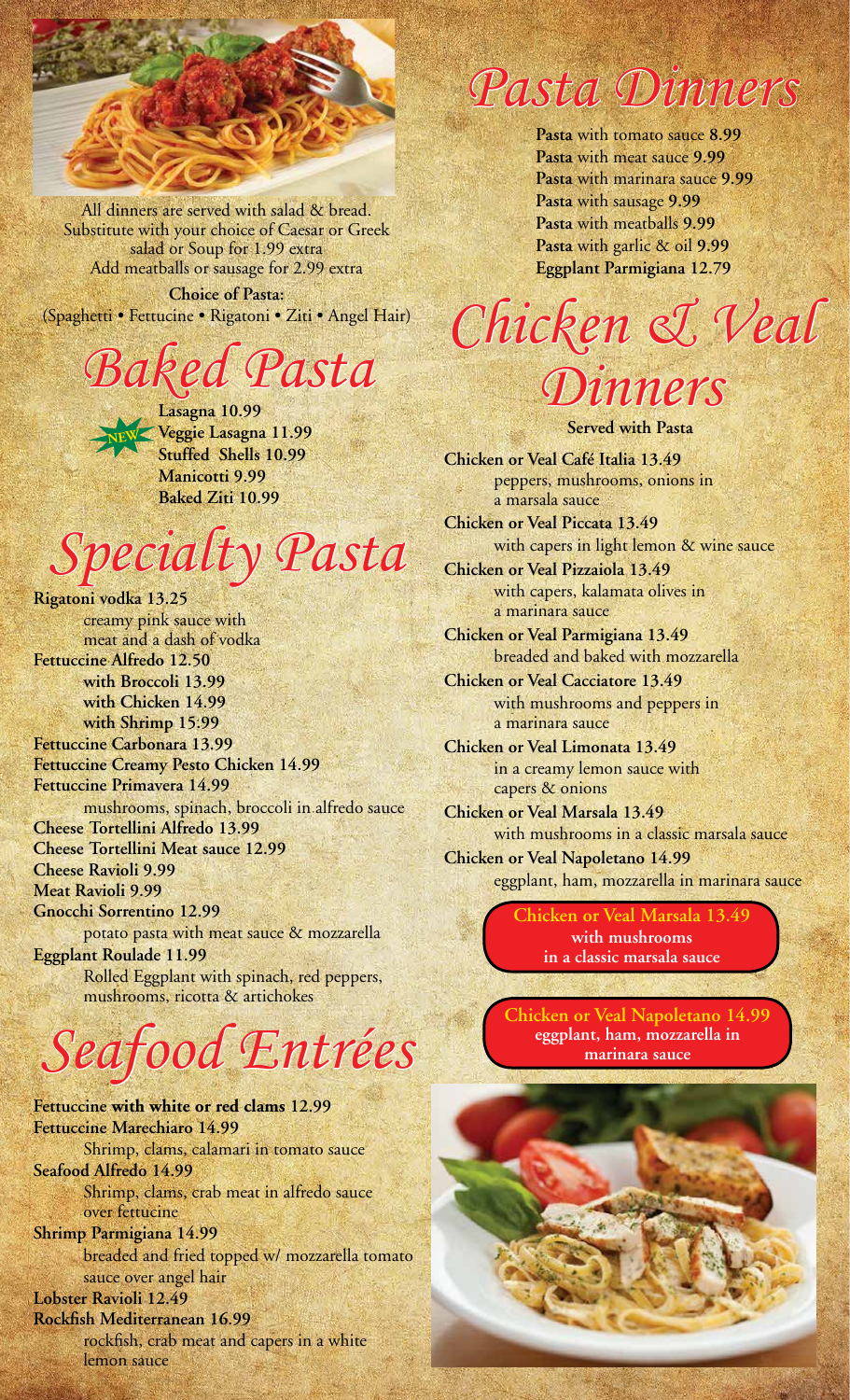All dinners are served with salad & bread.
Substitute with your choice of Caesar or Greek salad or Soup for 1.99 extra
Add meatballs or sausage for 2.99 extra

**Choice of Pasta:**
(Spaghetti • Fettucine • Rigatoni • Ziti • Angel Hair)

# Baked Pasta

**Lasagna 10.99**
NEW **Veggie Lasagna 11.99**
**Stuffed Shells 10.99**
**Manicotti 9.99**
**Baked Ziti 10.99**

# Specialty Pasta

**Rigatoni vodka 13.25**
creamy pink sauce with meat and a dash of vodka

**Fettuccine Alfredo 12.50**
**with Broccoli 13.99**
**with Chicken 14.99**
**with Shrimp 15.99**

**Fettuccine Carbonara 13.99**

**Fettuccine Creamy Pesto Chicken 14.99**

**Fettuccine Primavera 14.99**
mushrooms, spinach, broccoli in alfredo sauce

**Cheese Tortellini Alfredo 13.99**

**Cheese Tortellini Meat sauce 12.99**

**Cheese Ravioli 9.99**

**Meat Ravioli 9.99**

**Gnocchi Sorrentino 12.99**
potato pasta with meat sauce & mozzarella

**Eggplant Roulade 11.99**
Rolled Eggplant with spinach, red peppers, mushrooms, ricotta & artichokes

# Seafood Entrées

**Fettuccine with white or red clams 12.99**

**Fettuccine Marechiaro 14.99**
Shrimp, clams, calamari in tomato sauce

**Seafood Alfredo 14.99**
Shrimp, clams, crab meat in alfredo sauce over fettucine

**Shrimp Parmigiana 14.99**
breaded and fried topped w/ mozzarella tomato sauce over angel hair

**Lobster Ravioli 12.49**

**Rockfish Mediterranean 16.99**
rockfish, crab meat and capers in a white lemon sauce

# Pasta Dinners

**Pasta** with tomato sauce **8.99**
**Pasta** with meat sauce **9.99**
**Pasta** with marinara sauce **9.99**
**Pasta** with sausage **9.99**
**Pasta** with meatballs **9.99**
**Pasta** with garlic & oil **9.99**
**Eggplant Parmigiana 12.79**

# Chicken & Veal Dinners

**Served with Pasta**

**Chicken or Veal Café Italia 13.49**
peppers, mushrooms, onions in a marsala sauce

**Chicken or Veal Piccata 13.49**
with capers in light lemon & wine sauce

**Chicken or Veal Pizzaiola 13.49**
with capers, kalamata olives in a marinara sauce

**Chicken or Veal Parmigiana 13.49**
breaded and baked with mozzarella

**Chicken or Veal Cacciatore 13.49**
with mushrooms and peppers in a marinara sauce

**Chicken or Veal Limonata 13.49**
in a creamy lemon sauce with capers & onions

**Chicken or Veal Marsala 13.49**
with mushrooms in a classic marsala sauce

**Chicken or Veal Napoletano 14.99**
eggplant, ham, mozzarella in marinara sauce

**Chicken or Veal Marsala 13.49**
**with mushrooms in a classic marsala sauce**

**Chicken or Veal Napoletano 14.99**
**eggplant, ham, mozzarella in marinara sauce**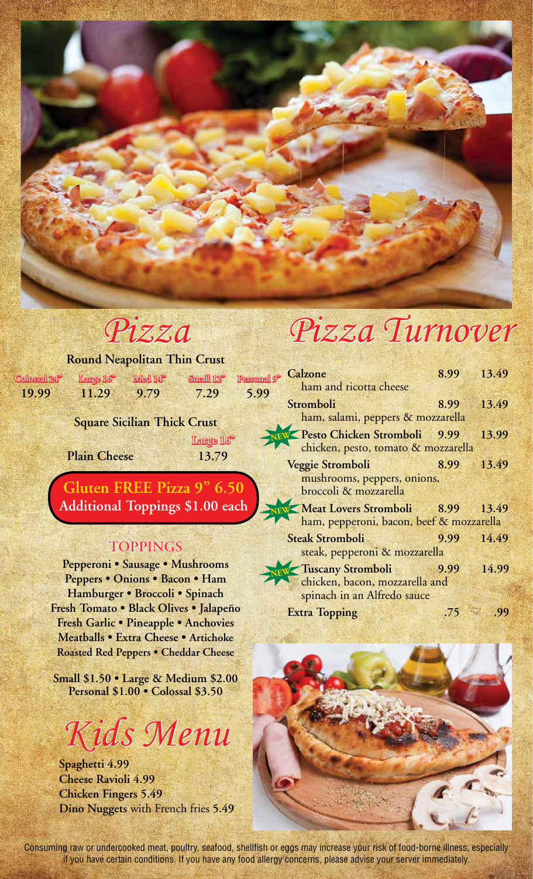# Pizza

**Round Neapolitan Thin Crust**

| Colossal 24" | Large 16" | Med 14" | Small 12" | Personal 9" |
|---|---|---|---|---|
| 19.99 | 11.29 | 9.79 | 7.29 | 5.99 |

**Square Sicilian Thick Crust**

| | Large 16" |
|---|---|
| Plain Cheese | 13.79 |

**Gluten FREE Pizza 9" 6.50**
**Additional Toppings $1.00 each**

## TOPPINGS

**Pepperoni • Sausage • Mushrooms**
**Peppers • Onions • Bacon • Ham**
**Hamburger • Broccoli • Spinach**
**Fresh Tomato • Black Olives • Jalapeño**
**Fresh Garlic • Pineapple • Anchovies**
**Meatballs • Extra Cheese • Artichoke**
**Roasted Red Peppers • Cheddar Cheese**

**Small $1.50 • Large & Medium $2.00**
**Personal $1.00 • Colossal $3.50**

# Kids Menu

**Spaghetti 4.99**
**Cheese Ravioli 4.99**
**Chicken Fingers 5.49**
**Dino Nuggets** with French fries **5.49**

# Pizza Turnover

| | | |
|---|---|---|
| **Calzone** ham and ricotta cheese | 8.99 | 13.49 |
| **Stromboli** ham, salami, peppers & mozzarella | 8.99 | 13.49 |
| NEW **Pesto Chicken Stromboli** chicken, pesto, tomato & mozzarella | 9.99 | 13.99 |
| **Veggie Stromboli** mushrooms, peppers, onions, broccoli & mozzarella | 8.99 | 13.49 |
| NEW **Meat Lovers Stromboli** ham, pepperoni, bacon, beef & mozzarella | 8.99 | 13.49 |
| **Steak Stromboli** steak, pepperoni & mozzarella | 9.99 | 14.49 |
| NEW **Tuscany Stromboli** chicken, bacon, mozzarella and spinach in an Alfredo sauce | 9.99 | 14.99 |
| **Extra Topping** | .75 | .99 |

Consuming raw or undercooked meat, poultry, seafood, shellfish or eggs may increase your risk of food-borne illness, especially if you have certain conditions. If you have any food allergy concerns, please advise your server immediately.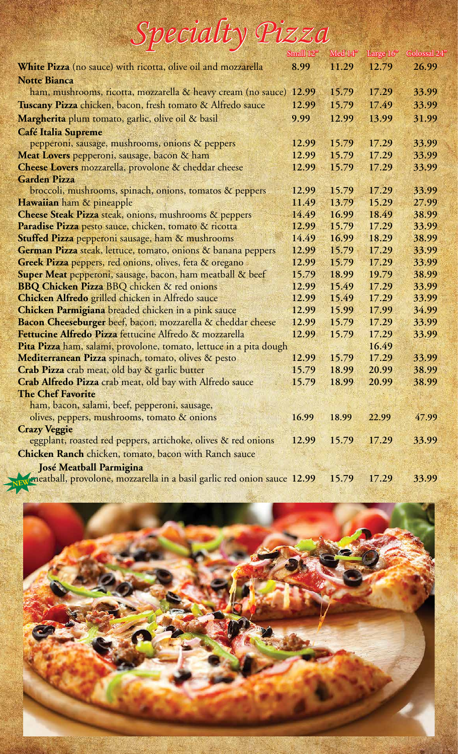# Specialty Pizza

| | Small 12" | Med 14" | Large 16" | Colossal 24" |
|---|---|---|---|---|
| **White Pizza** (no sauce) with ricotta, olive oil and mozzarella | 8.99 | 11.29 | 12.79 | 26.99 |
| **Notte Bianca** ham, mushrooms, ricotta, mozzarella & heavy cream (no sauce) | 12.99 | 15.79 | 17.29 | 33.99 |
| **Tuscany Pizza** chicken, bacon, fresh tomato & Alfredo sauce | 12.99 | 15.79 | 17.49 | 33.99 |
| **Margherita** plum tomato, garlic, olive oil & basil | 9.99 | 12.99 | 13.99 | 31.99 |
| **Café Italia Supreme** pepperoni, sausage, mushrooms, onions & peppers | 12.99 | 15.79 | 17.29 | 33.99 |
| **Meat Lovers** pepperoni, sausage, bacon & ham | 12.99 | 15.79 | 17.29 | 33.99 |
| **Cheese Lovers** mozzarella, provolone & cheddar cheese | 12.99 | 15.79 | 17.29 | 33.99 |
| **Garden Pizza** broccoli, mushrooms, spinach, onions, tomatos & peppers | 12.99 | 15.79 | 17.29 | 33.99 |
| **Hawaiian** ham & pineapple | 11.49 | 13.79 | 15.29 | 27.99 |
| **Cheese Steak Pizza** steak, onions, mushrooms & peppers | 14.49 | 16.99 | 18.49 | 38.99 |
| **Paradise Pizza** pesto sauce, chicken, tomato & ricotta | 12.99 | 15.79 | 17.29 | 33.99 |
| **Stuffed Pizza** pepperoni sausage, ham & mushrooms | 14.49 | 16.99 | 18.29 | 38.99 |
| **German Pizza** steak, lettuce, tomato, onions & banana peppers | 12.99 | 15.79 | 17.29 | 33.99 |
| **Greek Pizza** peppers, red onions, olives, feta & oregano | 12.99 | 15.79 | 17.29 | 33.99 |
| **Super Meat** pepperoni, sausage, bacon, ham meatball & beef | 15.79 | 18.99 | 19.79 | 38.99 |
| **BBQ Chicken Pizza** BBQ chicken & red onions | 12.99 | 15.49 | 17.29 | 33.99 |
| **Chicken Alfredo** grilled chicken in Alfredo sauce | 12.99 | 15.49 | 17.29 | 33.99 |
| **Chicken Parmigiana** breaded chicken in a pink sauce | 12.99 | 15.99 | 17.99 | 34.99 |
| **Bacon Cheeseburger** beef, bacon, mozzarella & cheddar cheese | 12.99 | 15.79 | 17.29 | 33.99 |
| **Fettucine Alfredo Pizza** fettucine Alfredo & mozzarella | 12.99 | 15.79 | 17.29 | 33.99 |
| **Pita Pizza** ham, salami, provolone, tomato, lettuce in a pita dough | | | 16.49 | |
| **Mediterranean Pizza** spinach, tomato, olives & pesto | 12.99 | 15.79 | 17.29 | 33.99 |
| **Crab Pizza** crab meat, old bay & garlic butter | 15.79 | 18.99 | 20.99 | 38.99 |
| **Crab Alfredo Pizza** crab meat, old bay with Alfredo sauce | 15.79 | 18.99 | 20.99 | 38.99 |
| **The Chef Favorite** ham, bacon, salami, beef, pepperoni, sausage, olives, peppers, mushrooms, tomato & onions | 16.99 | 18.99 | 22.99 | 47.99 |
| **Crazy Veggie** eggplant, roasted red peppers, artichoke, olives & red onions | 12.99 | 15.79 | 17.29 | 33.99 |
| **Chicken Ranch** chicken, tomato, bacon with Ranch sauce | | | | |
| NEW **José Meatball Parmigina** meatball, provolone, mozzarella in a basil garlic red onion sauce | 12.99 | 15.79 | 17.29 | 33.99 |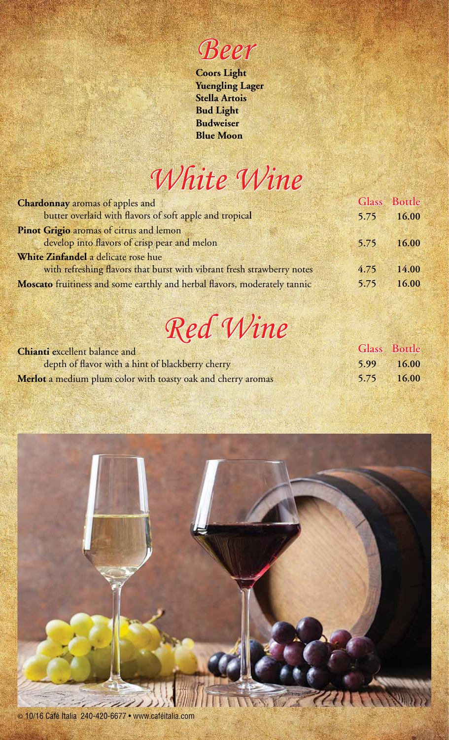# Beer

**Coors Light**
**Yuengling Lager**
**Stella Artois**
**Bud Light**
**Budweiser**
**Blue Moon**

# White Wine

| | Glass | Bottle |
|---|---|---|
| **Chardonnay** aromas of apples and butter overlaid with flavors of soft apple and tropical | 5.75 | 16.00 |
| **Pinot Grigio** aromas of citrus and lemon develop into flavors of crisp pear and melon | 5.75 | 16.00 |
| **White Zinfandel** a delicate rose hue with refreshing flavors that burst with vibrant fresh strawberry notes | 4.75 | 14.00 |
| **Moscato** fruitiness and some earthly and herbal flavors, moderately tannic | 5.75 | 16.00 |

# Red Wine

| | Glass | Bottle |
|---|---|---|
| **Chianti** excellent balance and depth of flavor with a hint of blackberry cherry | 5.99 | 16.00 |
| **Merlot** a medium plum color with toasty oak and cherry aromas | 5.75 | 16.00 |

© 10/16 Café Italia 240-420-6677 • www.caféitalia.com